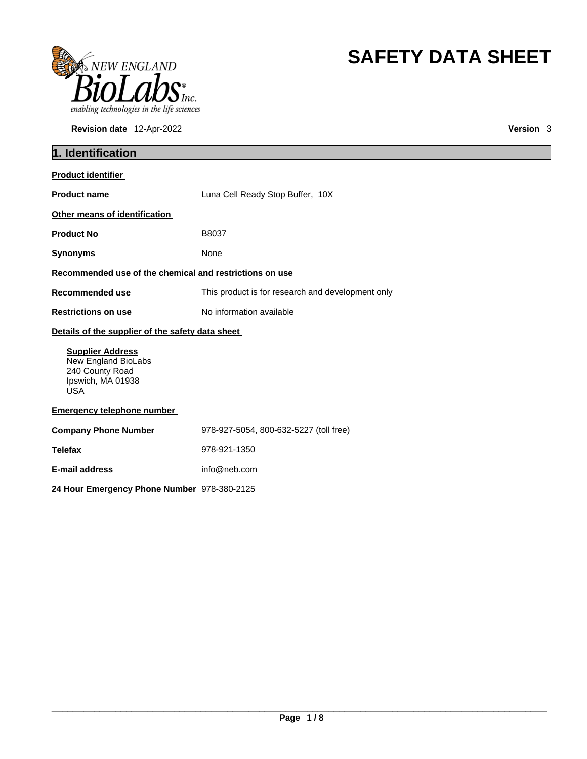# SAFETY DATA SHEET

**Revision date** 12-Apr-2022 **Version** 3

## 1. Identification

**Product identifier**

**Product name** Luna Cell Ready Stop Buffer, 10X

**Other means of identification**

**Product No** B8037

**Synonyms** None

**Recommended use of the chemical and restrictions on use**

**Recommended use** This product is for research and development only

**Restrictions on use** No information available

**Details of the supplier of the safety data sheet**

**Supplier Address**
New England BioLabs
240 County Road
Ipswich, MA 01938
USA

**Emergency telephone number**

**Company Phone Number** 978-927-5054, 800-632-5227 (toll free)

**Telefax** 978-921-1350

**E-mail address** info@neb.com

**24 Hour Emergency Phone Number** 978-380-2125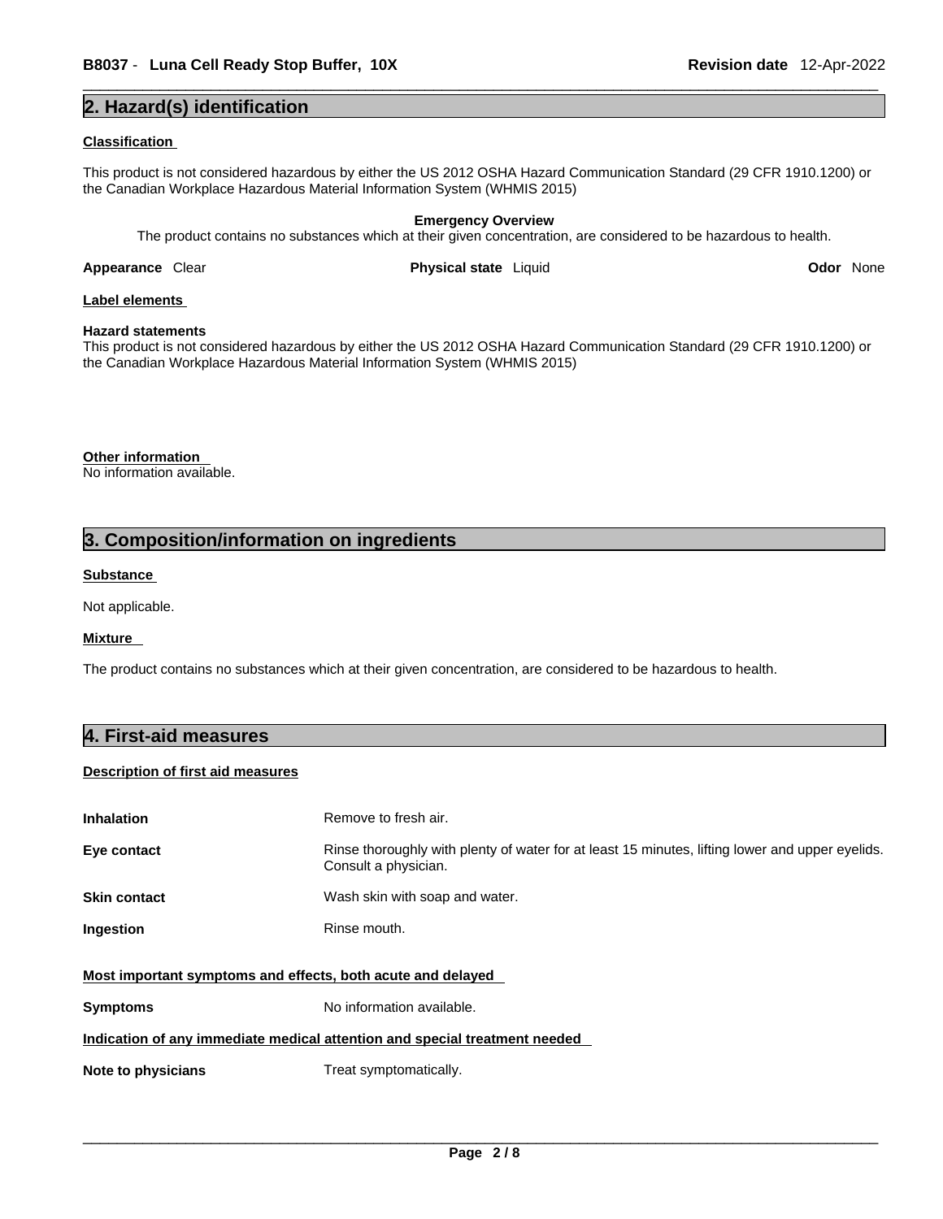## 2. Hazard(s) identification

**Classification**

This product is not considered hazardous by either the US 2012 OSHA Hazard Communication Standard (29 CFR 1910.1200) or the Canadian Workplace Hazardous Material Information System (WHMIS 2015)

**Emergency Overview**

The product contains no substances which at their given concentration, are considered to be hazardous to health.

**Appearance** Clear **Physical state** Liquid **Odor** None

**Label elements**

**Hazard statements**

This product is not considered hazardous by either the US 2012 OSHA Hazard Communication Standard (29 CFR 1910.1200) or the Canadian Workplace Hazardous Material Information System (WHMIS 2015)

**Other information**

No information available.

## 3. Composition/information on ingredients

**Substance**

Not applicable.

**Mixture**

The product contains no substances which at their given concentration, are considered to be hazardous to health.

## 4. First-aid measures

**Description of first aid measures**

**Inhalation** Remove to fresh air.

**Eye contact** Rinse thoroughly with plenty of water for at least 15 minutes, lifting lower and upper eyelids. Consult a physician.

**Skin contact** Wash skin with soap and water.

**Ingestion** Rinse mouth.

**Most important symptoms and effects, both acute and delayed**

**Symptoms** No information available.

**Indication of any immediate medical attention and special treatment needed**

**Note to physicians** Treat symptomatically.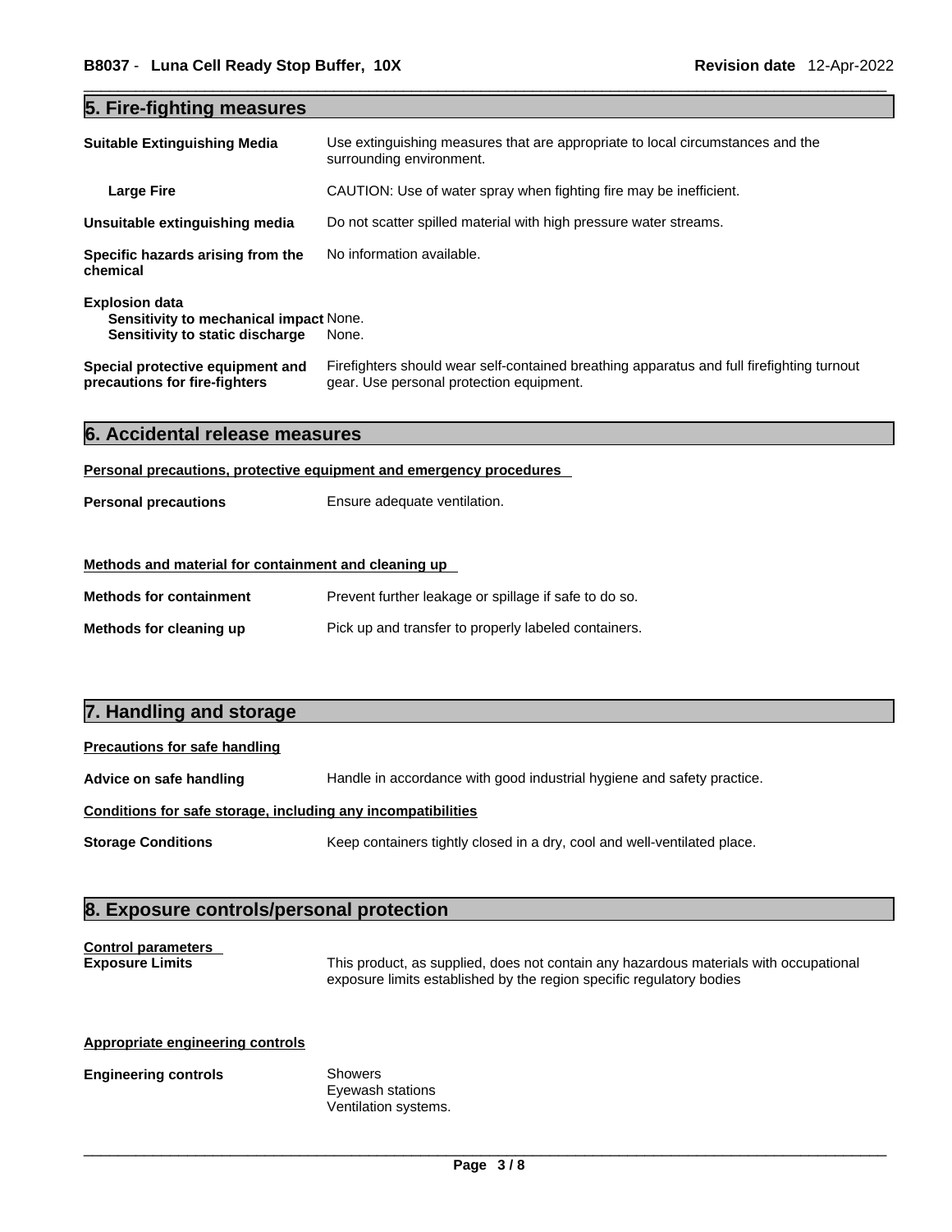## 5. Fire-fighting measures

**Suitable Extinguishing Media** Use extinguishing measures that are appropriate to local circumstances and the surrounding environment.

**Large Fire** CAUTION: Use of water spray when fighting fire may be inefficient.

**Unsuitable extinguishing media** Do not scatter spilled material with high pressure water streams.

**Specific hazards arising from the chemical** No information available.

**Explosion data**
**Sensitivity to mechanical impact** None.
**Sensitivity to static discharge** None.

**Special protective equipment and precautions for fire-fighters** Firefighters should wear self-contained breathing apparatus and full firefighting turnout gear. Use personal protection equipment.

## 6. Accidental release measures

**Personal precautions, protective equipment and emergency procedures**

**Personal precautions** Ensure adequate ventilation.

**Methods and material for containment and cleaning up**

**Methods for containment** Prevent further leakage or spillage if safe to do so.

**Methods for cleaning up** Pick up and transfer to properly labeled containers.

## 7. Handling and storage

**Precautions for safe handling**

**Advice on safe handling** Handle in accordance with good industrial hygiene and safety practice.

**Conditions for safe storage, including any incompatibilities**

**Storage Conditions** Keep containers tightly closed in a dry, cool and well-ventilated place.

## 8. Exposure controls/personal protection

**Control parameters**
**Exposure Limits** This product, as supplied, does not contain any hazardous materials with occupational exposure limits established by the region specific regulatory bodies

**Appropriate engineering controls**

**Engineering controls** Showers
Eyewash stations
Ventilation systems.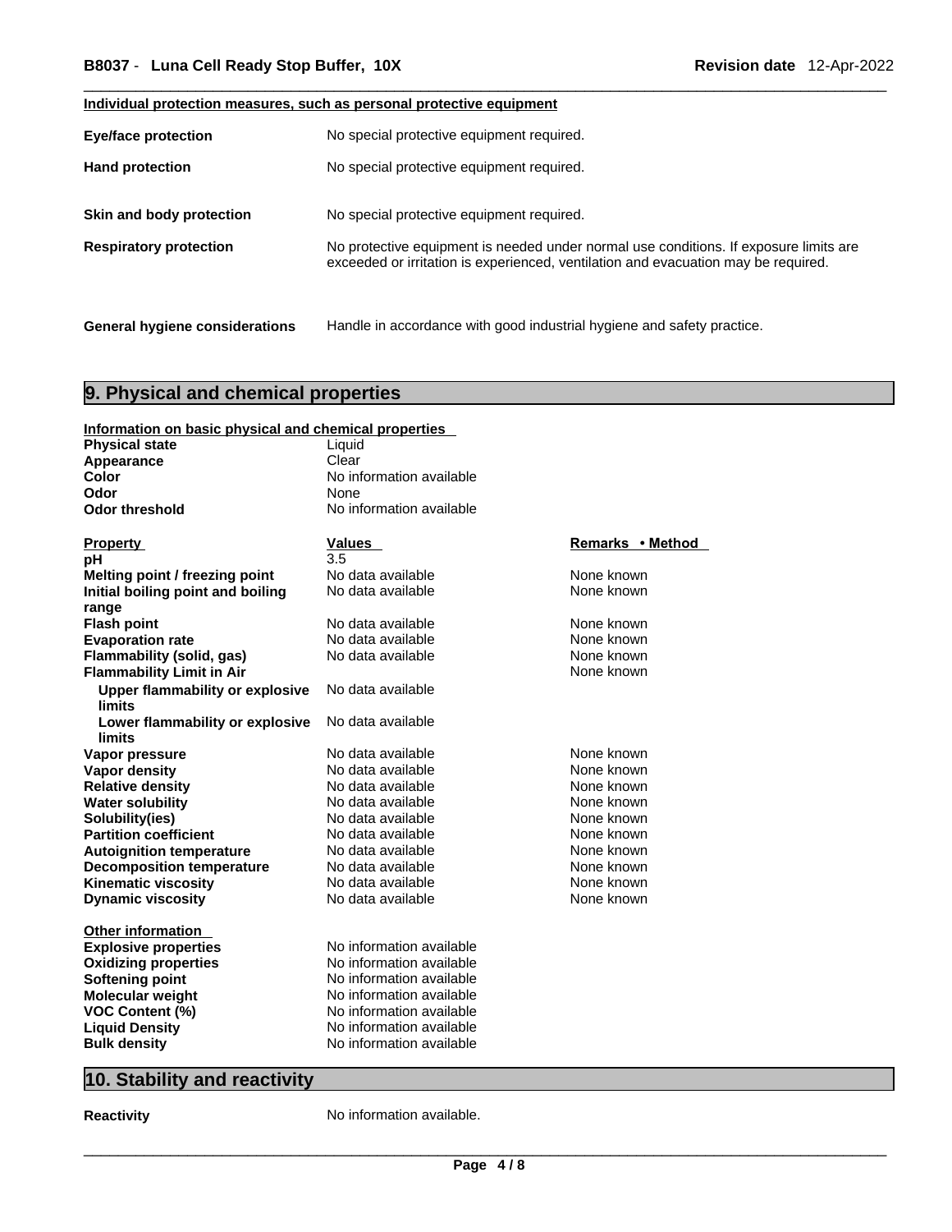**Individual protection measures, such as personal protective equipment**

| | |
|---|---|
| **Eye/face protection** | No special protective equipment required. |
| **Hand protection** | No special protective equipment required. |
| **Skin and body protection** | No special protective equipment required. |
| **Respiratory protection** | No protective equipment is needed under normal use conditions. If exposure limits are exceeded or irritation is experienced, ventilation and evacuation may be required. |
| **General hygiene considerations** | Handle in accordance with good industrial hygiene and safety practice. |

## 9. Physical and chemical properties

**Information on basic physical and chemical properties**

| | |
|---|---|
| **Physical state** | Liquid |
| **Appearance** | Clear |
| **Color** | No information available |
| **Odor** | None |
| **Odor threshold** | No information available |

| Property | Values | Remarks • Method |
|---|---|---|
| **pH** | 3.5 | |
| **Melting point / freezing point** | No data available | None known |
| **Initial boiling point and boiling range** | No data available | None known |
| **Flash point** | No data available | None known |
| **Evaporation rate** | No data available | None known |
| **Flammability (solid, gas)** | No data available | None known |
| **Flammability Limit in Air** | | None known |
| **Upper flammability or explosive limits** | No data available | |
| **Lower flammability or explosive limits** | No data available | |
| **Vapor pressure** | No data available | None known |
| **Vapor density** | No data available | None known |
| **Relative density** | No data available | None known |
| **Water solubility** | No data available | None known |
| **Solubility(ies)** | No data available | None known |
| **Partition coefficient** | No data available | None known |
| **Autoignition temperature** | No data available | None known |
| **Decomposition temperature** | No data available | None known |
| **Kinematic viscosity** | No data available | None known |
| **Dynamic viscosity** | No data available | None known |

**Other information**

| | |
|---|---|
| **Explosive properties** | No information available |
| **Oxidizing properties** | No information available |
| **Softening point** | No information available |
| **Molecular weight** | No information available |
| **VOC Content (%)** | No information available |
| **Liquid Density** | No information available |
| **Bulk density** | No information available |

## 10. Stability and reactivity

**Reactivity** No information available.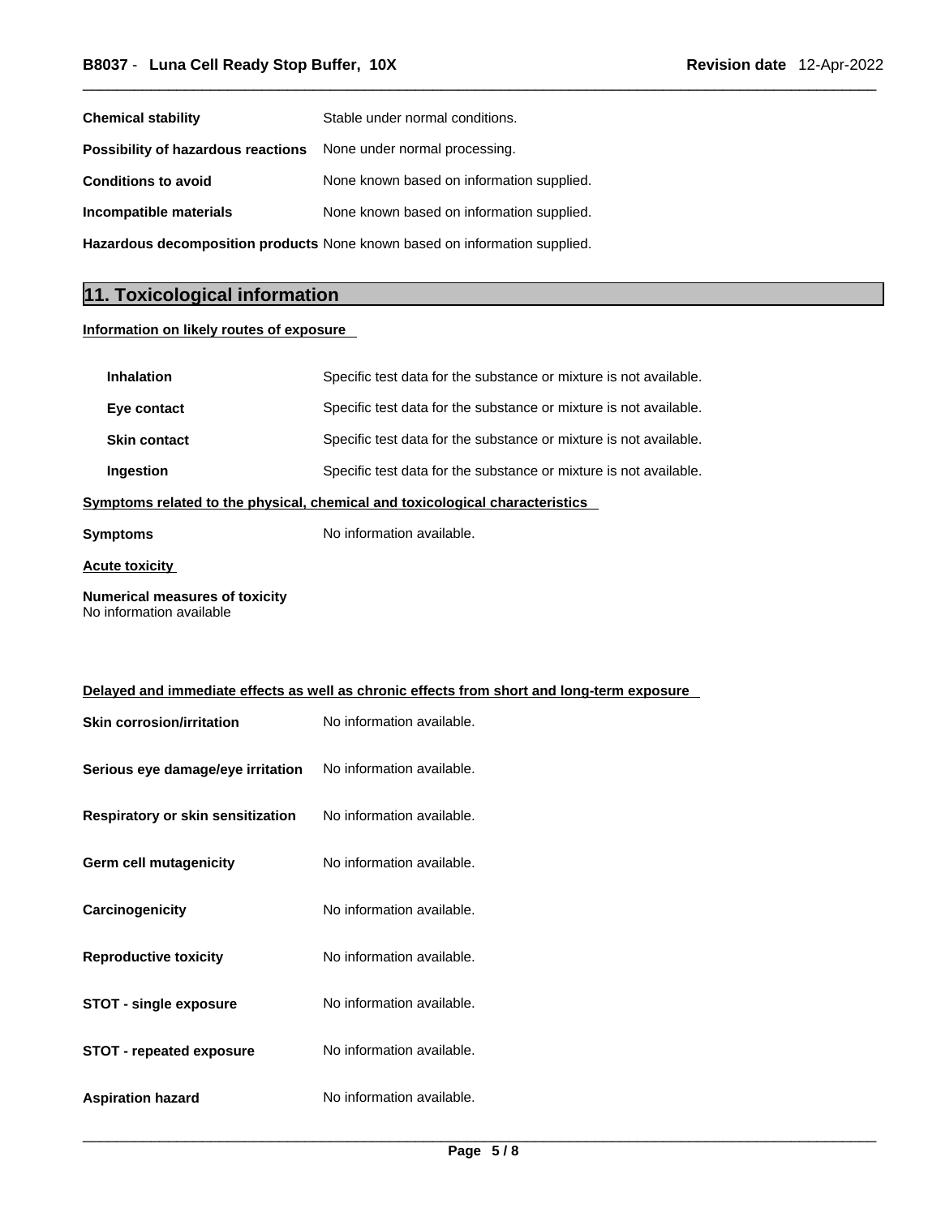| | |
|---|---|
| **Chemical stability** | Stable under normal conditions. |
| **Possibility of hazardous reactions** | None under normal processing. |
| **Conditions to avoid** | None known based on information supplied. |
| **Incompatible materials** | None known based on information supplied. |
| **Hazardous decomposition products** | None known based on information supplied. |

## 11. Toxicological information

**Information on likely routes of exposure**

| | |
|---|---|
| **Inhalation** | Specific test data for the substance or mixture is not available. |
| **Eye contact** | Specific test data for the substance or mixture is not available. |
| **Skin contact** | Specific test data for the substance or mixture is not available. |
| **Ingestion** | Specific test data for the substance or mixture is not available. |

**Symptoms related to the physical, chemical and toxicological characteristics**

**Symptoms** No information available.

**Acute toxicity**

**Numerical measures of toxicity**
No information available

**Delayed and immediate effects as well as chronic effects from short and long-term exposure**

| | |
|---|---|
| **Skin corrosion/irritation** | No information available. |
| **Serious eye damage/eye irritation** | No information available. |
| **Respiratory or skin sensitization** | No information available. |
| **Germ cell mutagenicity** | No information available. |
| **Carcinogenicity** | No information available. |
| **Reproductive toxicity** | No information available. |
| **STOT - single exposure** | No information available. |
| **STOT - repeated exposure** | No information available. |
| **Aspiration hazard** | No information available. |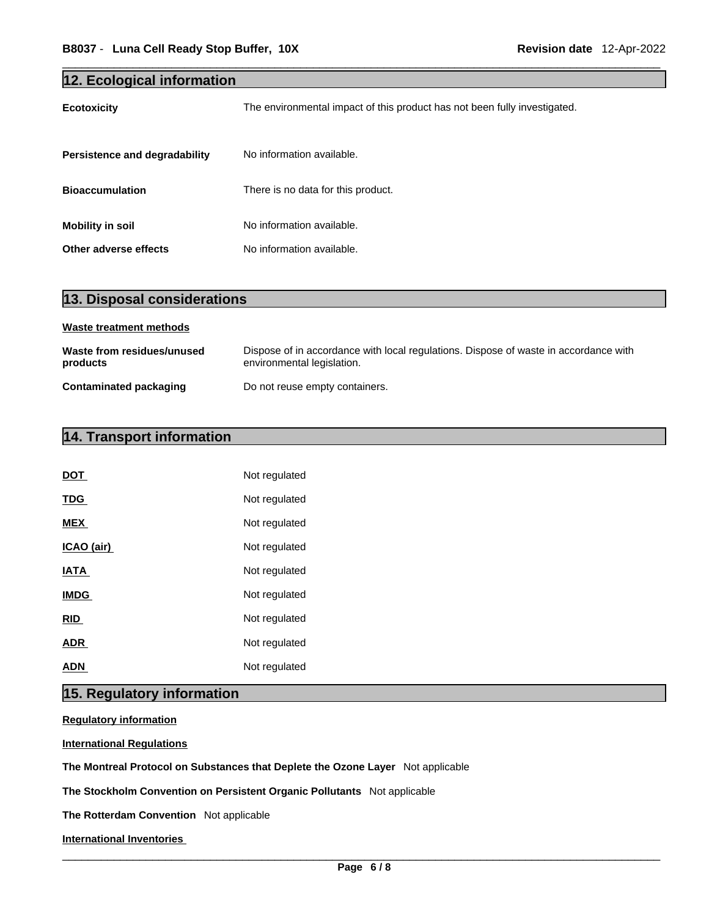## 12. Ecological information

| | |
|---|---|
| **Ecotoxicity** | The environmental impact of this product has not been fully investigated. |
| **Persistence and degradability** | No information available. |
| **Bioaccumulation** | There is no data for this product. |
| **Mobility in soil** | No information available. |
| **Other adverse effects** | No information available. |

## 13. Disposal considerations

**Waste treatment methods**

| | |
|---|---|
| **Waste from residues/unused products** | Dispose of in accordance with local regulations. Dispose of waste in accordance with environmental legislation. |
| **Contaminated packaging** | Do not reuse empty containers. |

## 14. Transport information

| | |
|---|---|
| **DOT** | Not regulated |
| **TDG** | Not regulated |
| **MEX** | Not regulated |
| **ICAO (air)** | Not regulated |
| **IATA** | Not regulated |
| **IMDG** | Not regulated |
| **RID** | Not regulated |
| **ADR** | Not regulated |
| **ADN** | Not regulated |

## 15. Regulatory information

**Regulatory information**

**International Regulations**

**The Montreal Protocol on Substances that Deplete the Ozone Layer** Not applicable

**The Stockholm Convention on Persistent Organic Pollutants** Not applicable

**The Rotterdam Convention** Not applicable

**International Inventories**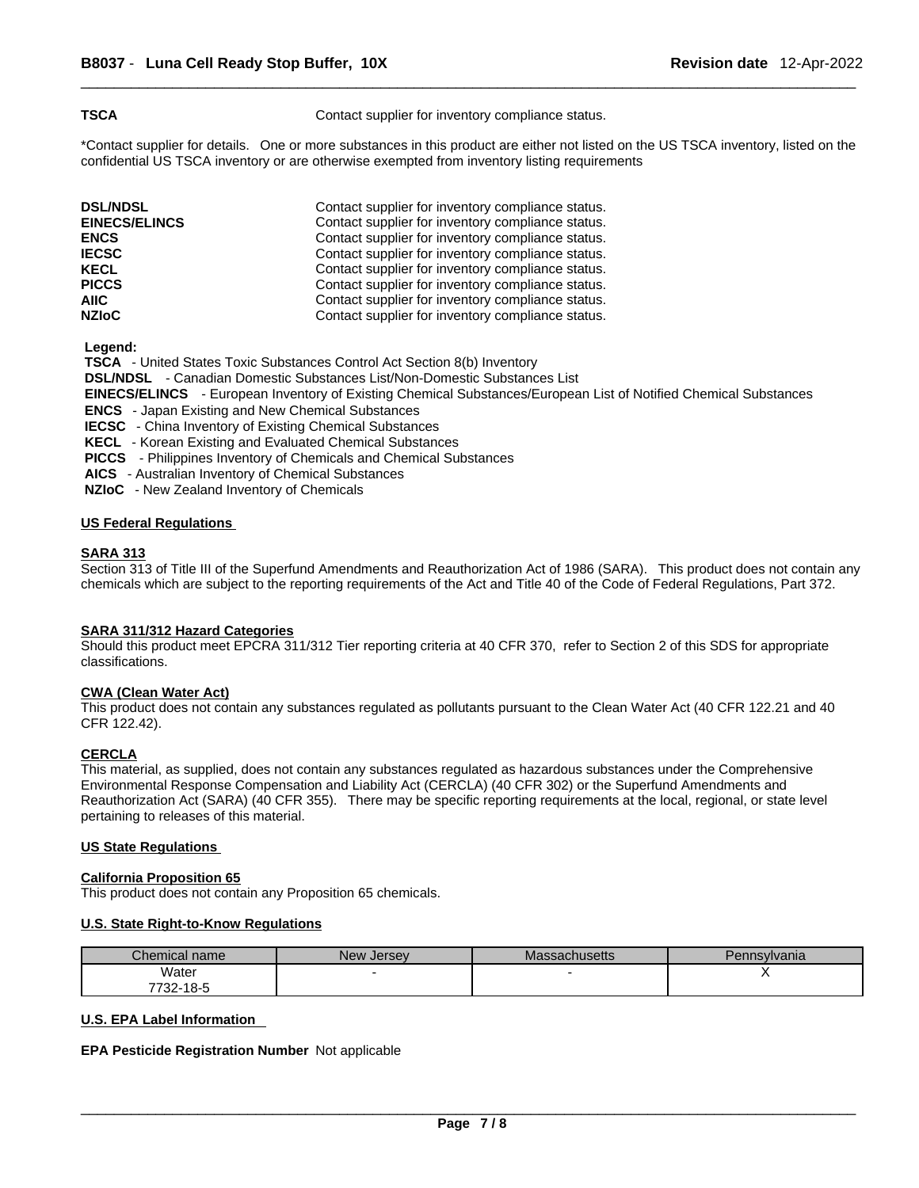**TSCA** Contact supplier for inventory compliance status.

*Contact supplier for details. One or more substances in this product are either not listed on the US TSCA inventory, listed on the confidential US TSCA inventory or are otherwise exempted from inventory listing requirements

| | |
|---|---|
| **DSL/NDSL** | Contact supplier for inventory compliance status. |
| **EINECS/ELINCS** | Contact supplier for inventory compliance status. |
| **ENCS** | Contact supplier for inventory compliance status. |
| **IECSC** | Contact supplier for inventory compliance status. |
| **KECL** | Contact supplier for inventory compliance status. |
| **PICCS** | Contact supplier for inventory compliance status. |
| **AIIC** | Contact supplier for inventory compliance status. |
| **NZIoC** | Contact supplier for inventory compliance status. |

**Legend:**

**TSCA** - United States Toxic Substances Control Act Section 8(b) Inventory
**DSL/NDSL** - Canadian Domestic Substances List/Non-Domestic Substances List
**EINECS/ELINCS** - European Inventory of Existing Chemical Substances/European List of Notified Chemical Substances
**ENCS** - Japan Existing and New Chemical Substances
**IECSC** - China Inventory of Existing Chemical Substances
**KECL** - Korean Existing and Evaluated Chemical Substances
**PICCS** - Philippines Inventory of Chemicals and Chemical Substances
**AICS** - Australian Inventory of Chemical Substances
**NZIoC** - New Zealand Inventory of Chemicals

## US Federal Regulations

### SARA 313

Section 313 of Title III of the Superfund Amendments and Reauthorization Act of 1986 (SARA). This product does not contain any chemicals which are subject to the reporting requirements of the Act and Title 40 of the Code of Federal Regulations, Part 372.

### SARA 311/312 Hazard Categories

Should this product meet EPCRA 311/312 Tier reporting criteria at 40 CFR 370, refer to Section 2 of this SDS for appropriate classifications.

### CWA (Clean Water Act)

This product does not contain any substances regulated as pollutants pursuant to the Clean Water Act (40 CFR 122.21 and 40 CFR 122.42).

### CERCLA

This material, as supplied, does not contain any substances regulated as hazardous substances under the Comprehensive Environmental Response Compensation and Liability Act (CERCLA) (40 CFR 302) or the Superfund Amendments and Reauthorization Act (SARA) (40 CFR 355). There may be specific reporting requirements at the local, regional, or state level pertaining to releases of this material.

## US State Regulations

### California Proposition 65

This product does not contain any Proposition 65 chemicals.

### U.S. State Right-to-Know Regulations

| Chemical name | New Jersey | Massachusetts | Pennsylvania |
|---|---|---|---|
| Water 7732-18-5 | - | - | X |

## U.S. EPA Label Information

**EPA Pesticide Registration Number** Not applicable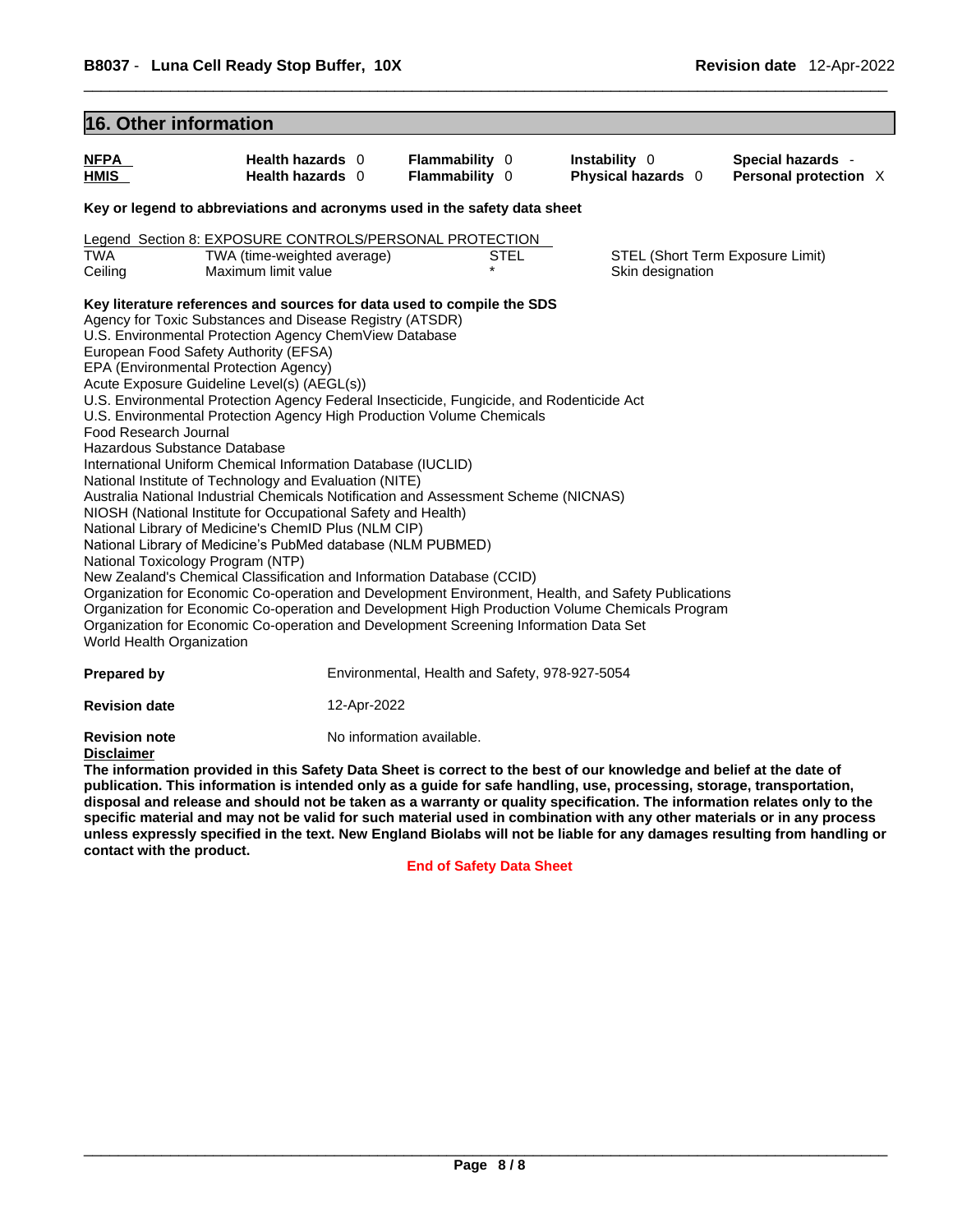## 16. Other information

| | | | | |
|---|---|---|---|---|
| **NFPA** | **Health hazards** 0 | **Flammability** 0 | **Instability** 0 | **Special hazards** - |
| **HMIS** | **Health hazards** 0 | **Flammability** 0 | **Physical hazards** 0 | **Personal protection** X |

**Key or legend to abbreviations and acronyms used in the safety data sheet**

Legend Section 8: EXPOSURE CONTROLS/PERSONAL PROTECTION

| | | | |
|---|---|---|---|
| TWA | TWA (time-weighted average) | STEL | STEL (Short Term Exposure Limit) |
| Ceiling | Maximum limit value | * | Skin designation |

**Key literature references and sources for data used to compile the SDS**

Agency for Toxic Substances and Disease Registry (ATSDR)
U.S. Environmental Protection Agency ChemView Database
European Food Safety Authority (EFSA)
EPA (Environmental Protection Agency)
Acute Exposure Guideline Level(s) (AEGL(s))
U.S. Environmental Protection Agency Federal Insecticide, Fungicide, and Rodenticide Act
U.S. Environmental Protection Agency High Production Volume Chemicals
Food Research Journal
Hazardous Substance Database
International Uniform Chemical Information Database (IUCLID)
National Institute of Technology and Evaluation (NITE)
Australia National Industrial Chemicals Notification and Assessment Scheme (NICNAS)
NIOSH (National Institute for Occupational Safety and Health)
National Library of Medicine's ChemID Plus (NLM CIP)
National Library of Medicine's PubMed database (NLM PUBMED)
National Toxicology Program (NTP)
New Zealand's Chemical Classification and Information Database (CCID)
Organization for Economic Co-operation and Development Environment, Health, and Safety Publications
Organization for Economic Co-operation and Development High Production Volume Chemicals Program
Organization for Economic Co-operation and Development Screening Information Data Set
World Health Organization

**Prepared by** Environmental, Health and Safety, 978-927-5054

**Revision date** 12-Apr-2022

**Revision note** No information available.

**Disclaimer**

**The information provided in this Safety Data Sheet is correct to the best of our knowledge and belief at the date of publication. This information is intended only as a guide for safe handling, use, processing, storage, transportation, disposal and release and should not be taken as a warranty or quality specification. The information relates only to the specific material and may not be valid for such material used in combination with any other materials or in any process unless expressly specified in the text. New England Biolabs will not be liable for any damages resulting from handling or contact with the product.**

**End of Safety Data Sheet**